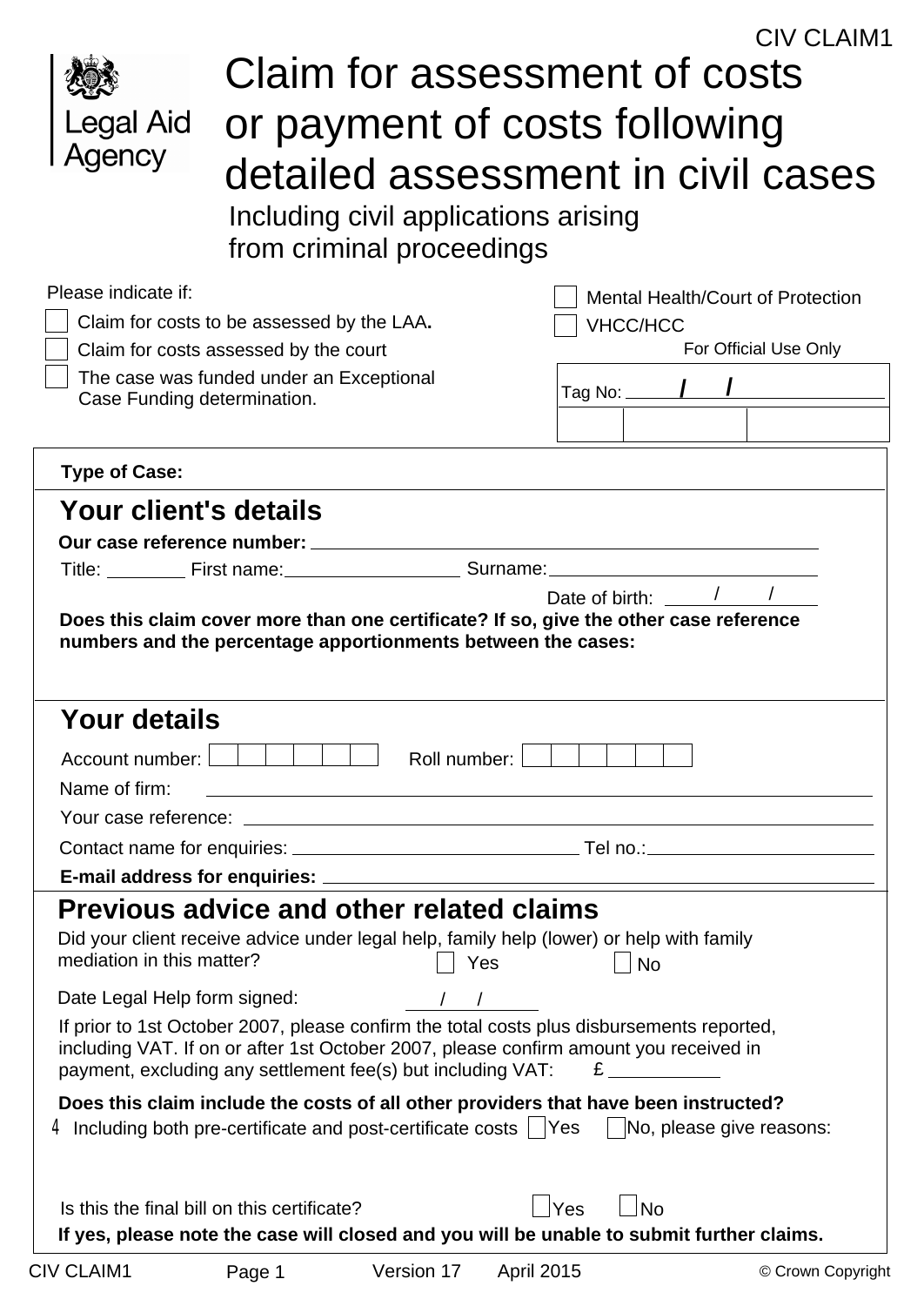CIV CLAIM1

Legal Aid Agency

# Claim for assessment of costs or payment of costs following detailed assessment in civil cases

Including civil applications arising from criminal proceedings

Please indicate if:

☐ Claim for costs to be assessed by the LAA.

☐ Claim for costs assessed by the court

☐ The case was funded under an Exceptional Case Funding determination.

☐ Mental Health/Court of Protection

☐ VHCC/HCC

For Official Use Only

Tag No: ______ / ______ / ______

**Type of Case:**

## Your client's details

**Our case reference number:** ____________________

Title: ________ First name: ____________ Surname: ____________

Date of birth: ____ / ____ / ____

**Does this claim cover more than one certificate? If so, give the other case reference numbers and the percentage apportionments between the cases:**

## Your details

Account number: ☐☐☐☐☐☐ Roll number: ☐☐☐☐☐☐

Name of firm: ____________________

Your case reference: ____________________

Contact name for enquiries: ____________ Tel no.: ____________

**E-mail address for enquiries:** ____________________

## Previous advice and other related claims

Did your client receive advice under legal help, family help (lower) or help with family mediation in this matter? ☐ Yes ☐ No

Date Legal Help form signed: ____ / ____ / ____

If prior to 1st October 2007, please confirm the total costs plus disbursements reported, including VAT. If on or after 1st October 2007, please confirm amount you received in payment, excluding any settlement fee(s) but including VAT: £ ________

**Does this claim include the costs of all other providers that have been instructed?**

4 Including both pre-certificate and post-certificate costs ☐ Yes ☐ No, please give reasons:

Is this the final bill on this certificate? ☐ Yes ☐ No

**If yes, please note the case will closed and you will be unable to submit further claims.**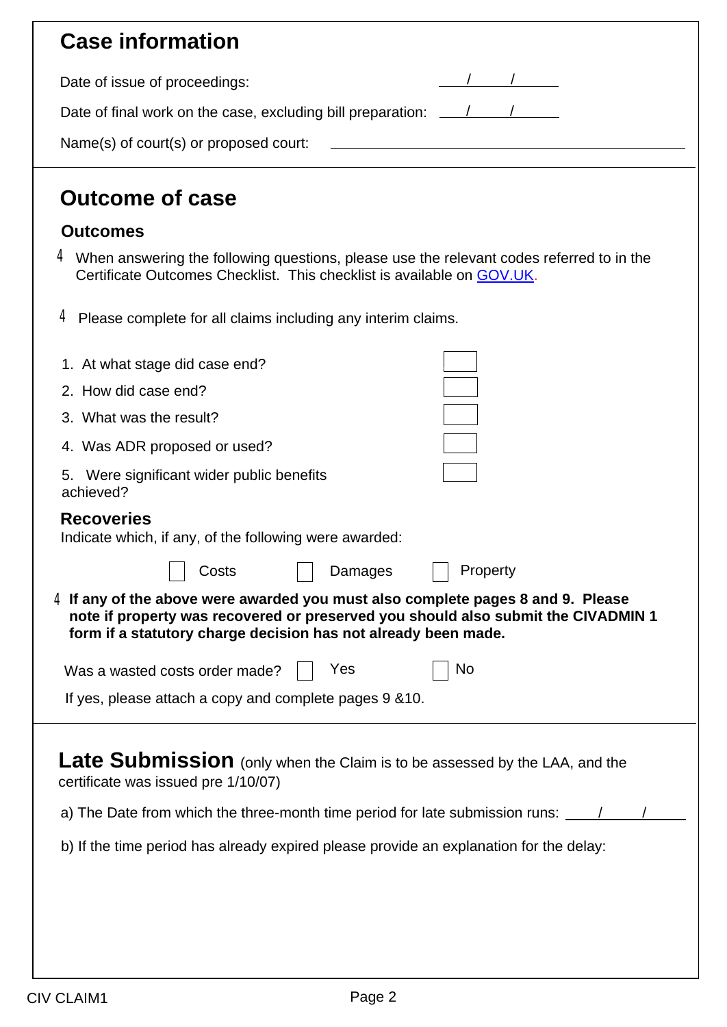## Case information

Date of issue of proceedings: ____/____/____

Date of final work on the case, excluding bill preparation: ____/____/____

Name(s) of court(s) or proposed court: ____________________

## Outcome of case

### Outcomes

- When answering the following questions, please use the relevant codes referred to in the Certificate Outcomes Checklist. This checklist is available on GOV.UK.

- Please complete for all claims including any interim claims.

1. At what stage did case end? ☐
2. How did case end? ☐
3. What was the result? ☐
4. Was ADR proposed or used? ☐
5. Were significant wider public benefits achieved? ☐

### Recoveries

Indicate which, if any, of the following were awarded:

☐ Costs ☐ Damages ☐ Property

- **If any of the above were awarded you must also complete pages 8 and 9. Please note if property was recovered or preserved you should also submit the CIVADMIN 1 form if a statutory charge decision has not already been made.**

Was a wasted costs order made? ☐ Yes ☐ No

If yes, please attach a copy and complete pages 9 &10.

## Late Submission

(only when the Claim is to be assessed by the LAA, and the certificate was issued pre 1/10/07)

a) The Date from which the three-month time period for late submission runs: ____/____/____

b) If the time period has already expired please provide an explanation for the delay: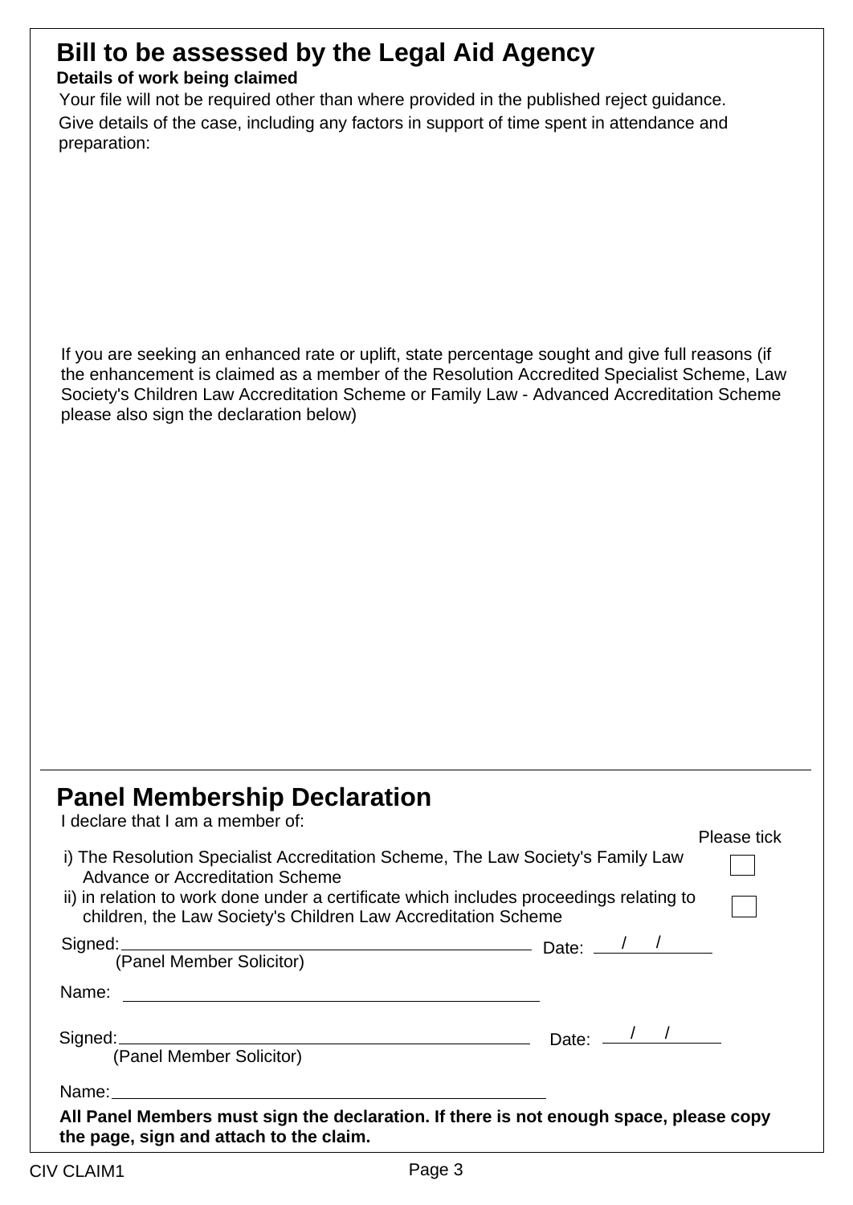## Bill to be assessed by the Legal Aid Agency

**Details of work being claimed**

Your file will not be required other than where provided in the published reject guidance.

Give details of the case, including any factors in support of time spent in attendance and preparation:

If you are seeking an enhanced rate or uplift, state percentage sought and give full reasons (if the enhancement is claimed as a member of the Resolution Accredited Specialist Scheme, Law Society's Children Law Accreditation Scheme or Family Law - Advanced Accreditation Scheme please also sign the declaration below)

## Panel Membership Declaration

I declare that I am a member of:

| | Please tick |
|---|---|
| i) The Resolution Specialist Accreditation Scheme, The Law Society's Family Law Advance or Accreditation Scheme | ☐ |
| ii) in relation to work done under a certificate which includes proceedings relating to children, the Law Society's Children Law Accreditation Scheme | ☐ |

Signed: ______________________ Date: ___/___/___
(Panel Member Solicitor)

Name: ______________________

Signed: ______________________ Date: ___/___/___
(Panel Member Solicitor)

Name: ______________________

**All Panel Members must sign the declaration. If there is not enough space, please copy the page, sign and attach to the claim.**

CIV CLAIM1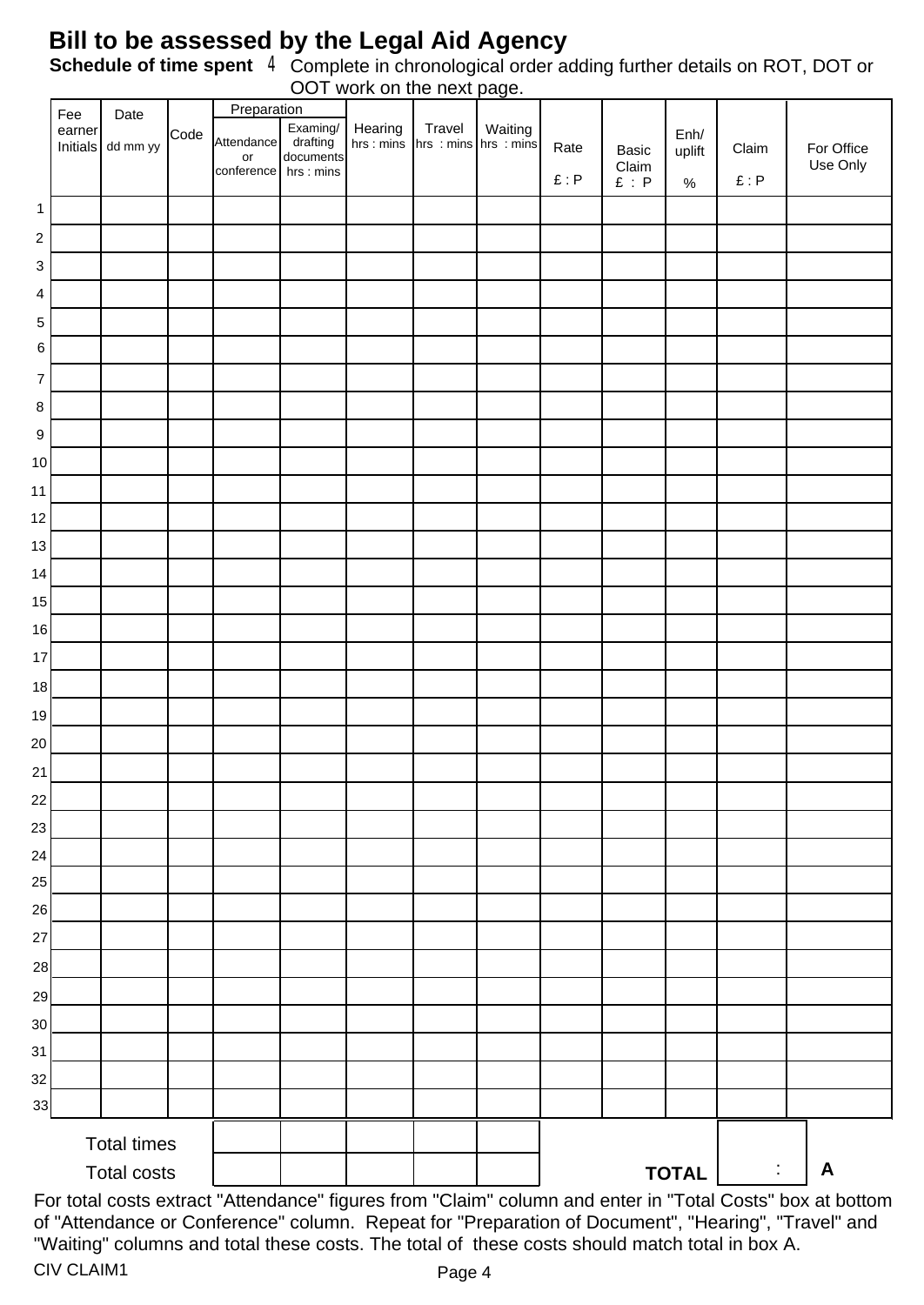# Bill to be assessed by the Legal Aid Agency

**Schedule of time spent** 4 Complete in chronological order adding further details on ROT, DOT or OOT work on the next page.

| | Fee earner Initials | Date dd mm yy | Code | Preparation | | Hearing hrs : mins | Travel hrs : mins | Waiting hrs : mins | Rate £ : P | Basic Claim £ : P | Enh/ uplift % | Claim £ : P | For Office Use Only |
|---|---|---|---|---|---|---|---|---|---|---|---|---|---|
| | | | | Attendance or conference | Examing/ drafting documents hrs : mins | | | | | | | | |
| 1 | | | | | | | | | | | | | |
| 2 | | | | | | | | | | | | | |
| 3 | | | | | | | | | | | | | |
| 4 | | | | | | | | | | | | | |
| 5 | | | | | | | | | | | | | |
| 6 | | | | | | | | | | | | | |
| 7 | | | | | | | | | | | | | |
| 8 | | | | | | | | | | | | | |
| 9 | | | | | | | | | | | | | |
| 10 | | | | | | | | | | | | | |
| 11 | | | | | | | | | | | | | |
| 12 | | | | | | | | | | | | | |
| 13 | | | | | | | | | | | | | |
| 14 | | | | | | | | | | | | | |
| 15 | | | | | | | | | | | | | |
| 16 | | | | | | | | | | | | | |
| 17 | | | | | | | | | | | | | |
| 18 | | | | | | | | | | | | | |
| 19 | | | | | | | | | | | | | |
| 20 | | | | | | | | | | | | | |
| 21 | | | | | | | | | | | | | |
| 22 | | | | | | | | | | | | | |
| 23 | | | | | | | | | | | | | |
| 24 | | | | | | | | | | | | | |
| 25 | | | | | | | | | | | | | |
| 26 | | | | | | | | | | | | | |
| 27 | | | | | | | | | | | | | |
| 28 | | | | | | | | | | | | | |
| 29 | | | | | | | | | | | | | |
| 30 | | | | | | | | | | | | | |
| 31 | | | | | | | | | | | | | |
| 32 | | | | | | | | | | | | | |
| 33 | | | | | | | | | | | | | |
| | Total times | | | | | | | | | | | | |
| | Total costs | | | | | | | | | | TOTAL | : | A |

For total costs extract "Attendance" figures from "Claim" column and enter in "Total Costs" box at bottom of "Attendance or Conference" column. Repeat for "Preparation of Document", "Hearing", "Travel" and "Waiting" columns and total these costs. The total of these costs should match total in box A.

CIV CLAIM1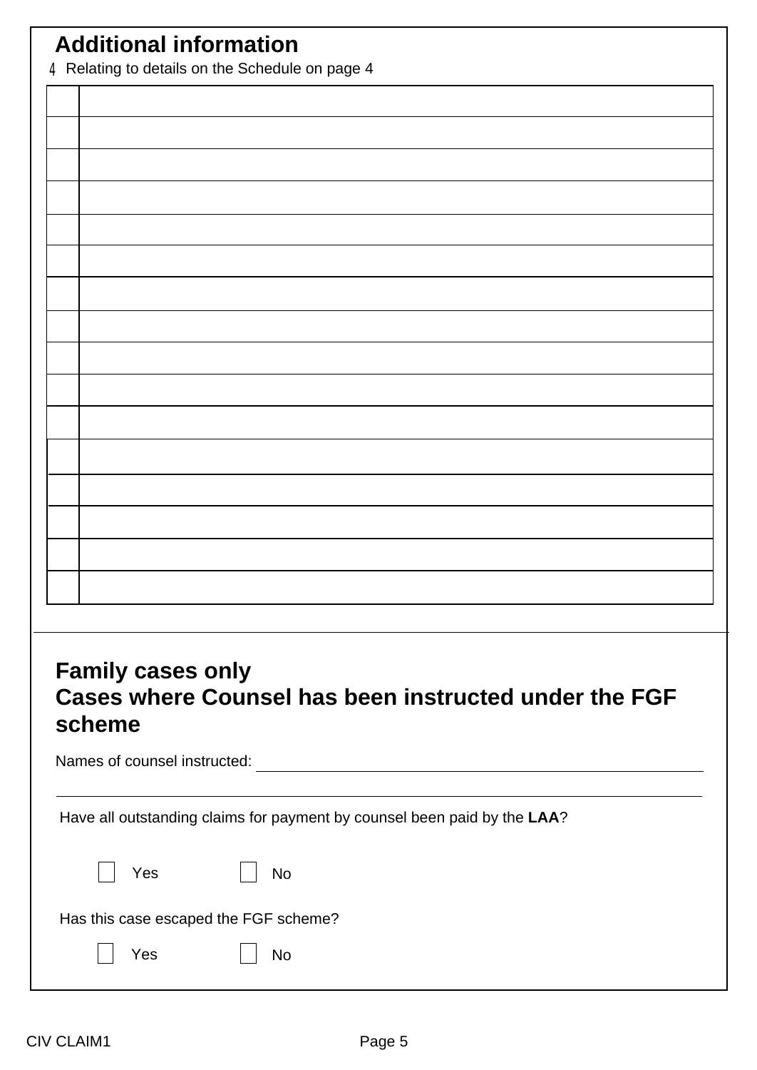## Additional information

4 Relating to details on the Schedule on page 4

| | |
|---|---|
| | |
| | |
| | |
| | |
| | |
| | |
| | |
| | |
| | |
| | |
| | |
| | |
| | |
| | |
| | |
| | |

## Family cases only
## Cases where Counsel has been instructed under the FGF scheme

Names of counsel instructed: ____________________

____________________

Have all outstanding claims for payment by counsel been paid by the **LAA**?

☐ Yes ☐ No

Has this case escaped the FGF scheme?

☐ Yes ☐ No

CIV CLAIM1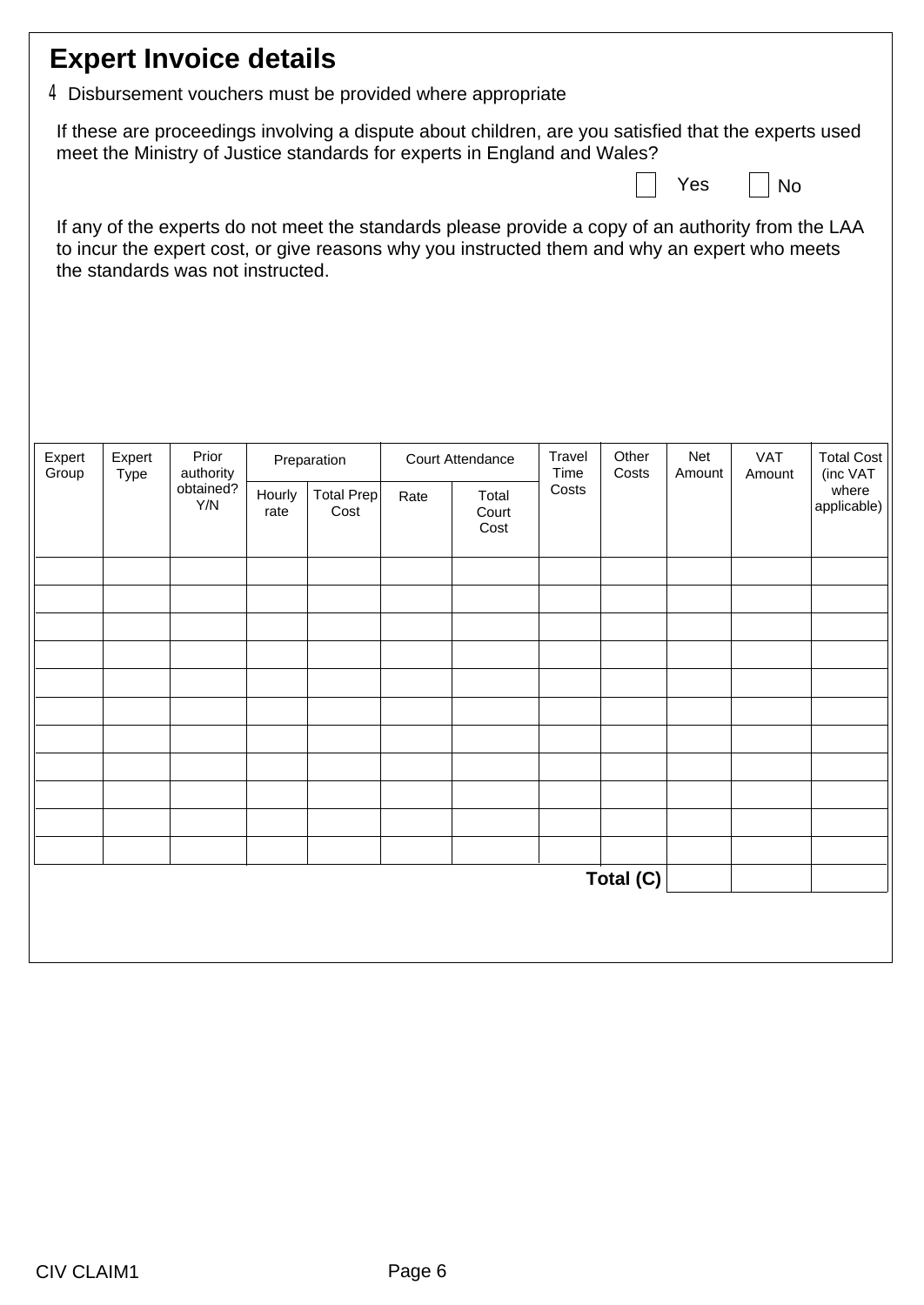## Expert Invoice details

4 Disbursement vouchers must be provided where appropriate

If these are proceedings involving a dispute about children, are you satisfied that the experts used meet the Ministry of Justice standards for experts in England and Wales?

☐ Yes ☐ No

If any of the experts do not meet the standards please provide a copy of an authority from the LAA to incur the expert cost, or give reasons why you instructed them and why an expert who meets the standards was not instructed.

| Expert Group | Expert Type | Prior authority obtained? Y/N | Preparation | | Court Attendance | | Travel Time Costs | Other Costs | Net Amount | VAT Amount | Total Cost (inc VAT where applicable) |
|---|---|---|---|---|---|---|---|---|---|---|---|
| | | | Hourly rate | Total Prep Cost | Rate | Total Court Cost | | | | | |
| | | | | | | | | | | | |
| | | | | | | | | | | | |
| | | | | | | | | | | | |
| | | | | | | | | | | | |
| | | | | | | | | | | | |
| | | | | | | | | | | | |
| | | | | | | | | | | | |
| | | | | | | | | | | | |
| | | | | | | | | | | | |
| | | | | | | | | | | | |
| | | | | | | | | | | | |
| | | | | | | | | **Total (C)** | | | |

CIV CLAIM1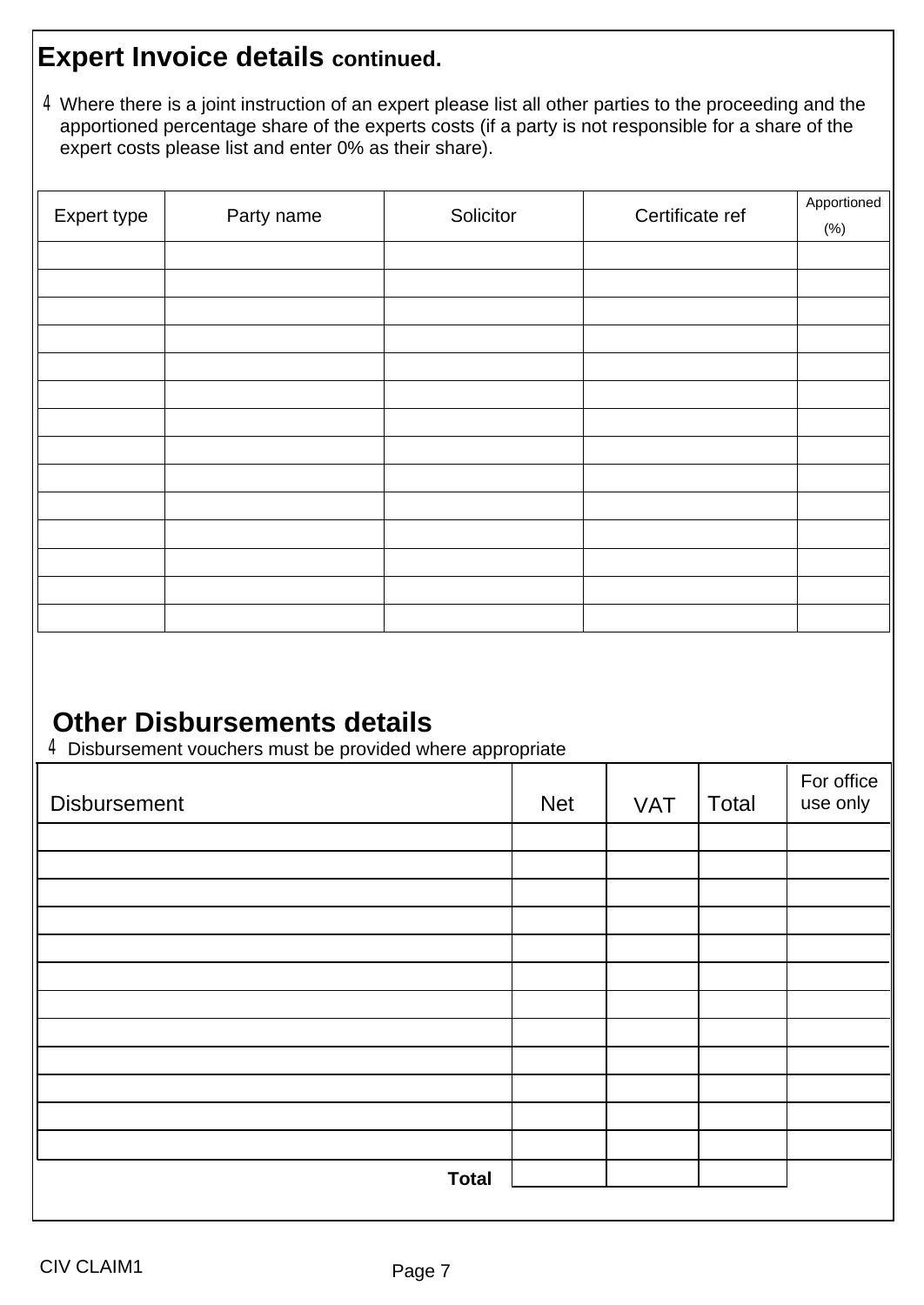## Expert Invoice details continued.

4 Where there is a joint instruction of an expert please list all other parties to the proceeding and the apportioned percentage share of the experts costs (if a party is not responsible for a share of the expert costs please list and enter 0% as their share).

| Expert type | Party name | Solicitor | Certificate ref | Apportioned (%) |
|---|---|---|---|---|
| | | | | |
| | | | | |
| | | | | |
| | | | | |
| | | | | |
| | | | | |
| | | | | |
| | | | | |
| | | | | |
| | | | | |
| | | | | |
| | | | | |
| | | | | |
| | | | | |

## Other Disbursements details

4 Disbursement vouchers must be provided where appropriate

| Disbursement | Net | VAT | Total | For office use only |
|---|---|---|---|---|
| | | | | |
| | | | | |
| | | | | |
| | | | | |
| | | | | |
| | | | | |
| | | | | |
| | | | | |
| | | | | |
| | | | | |
| | | | | |
| | | | | |
| **Total** | | | | |

CIV CLAIM1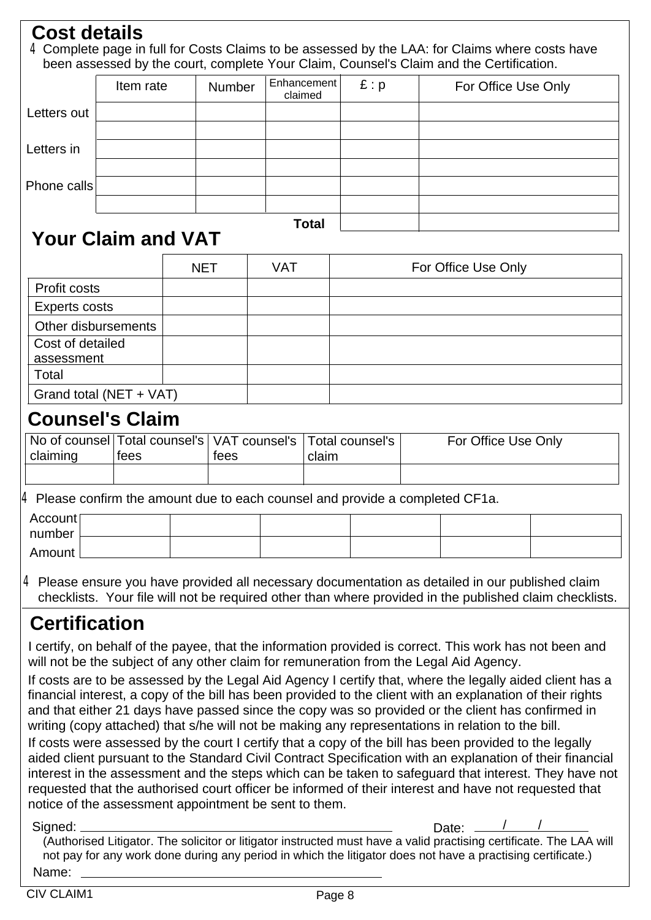## Cost details

4 Complete page in full for Costs Claims to be assessed by the LAA: for Claims where costs have been assessed by the court, complete Your Claim, Counsel's Claim and the Certification.

| | Item rate | Number | Enhancement claimed | £ : p | For Office Use Only |
|---|---|---|---|---|---|
| Letters out | | | | | |
| | | | | | |
| Letters in | | | | | |
| | | | | | |
| Phone calls | | | | | |
| | | | | | |
| | | | Total | | |

## Your Claim and VAT

| | NET | VAT | For Office Use Only |
|---|---|---|---|
| Profit costs | | | |
| Experts costs | | | |
| Other disbursements | | | |
| Cost of detailed assessment | | | |
| Total | | | |
| Grand total (NET + VAT) | | | |

## Counsel's Claim

| No of counsel claiming | Total counsel's fees | VAT counsel's fees | Total counsel's claim | For Office Use Only |
|---|---|---|---|---|
| | | | | |

4 Please confirm the amount due to each counsel and provide a completed CF1a.

| Account number | | | | | | |
|---|---|---|---|---|---|---|
| Amount | | | | | | |

4 Please ensure you have provided all necessary documentation as detailed in our published claim checklists. Your file will not be required other than where provided in the published claim checklists.

## Certification

I certify, on behalf of the payee, that the information provided is correct. This work has not been and will not be the subject of any other claim for remuneration from the Legal Aid Agency.

If costs are to be assessed by the Legal Aid Agency I certify that, where the legally aided client has a financial interest, a copy of the bill has been provided to the client with an explanation of their rights and that either 21 days have passed since the copy was so provided or the client has confirmed in writing (copy attached) that s/he will not be making any representations in relation to the bill.

If costs were assessed by the court I certify that a copy of the bill has been provided to the legally aided client pursuant to the Standard Civil Contract Specification with an explanation of their financial interest in the assessment and the steps which can be taken to safeguard that interest. They have not requested that the authorised court officer be informed of their interest and have not requested that notice of the assessment appointment be sent to them.

Signed: ______________________________ Date: ____/____/____

(Authorised Litigator. The solicitor or litigator instructed must have a valid practising certificate. The LAA will not pay for any work done during any period in which the litigator does not have a practising certificate.)

Name: ______________________________

CIV CLAIM1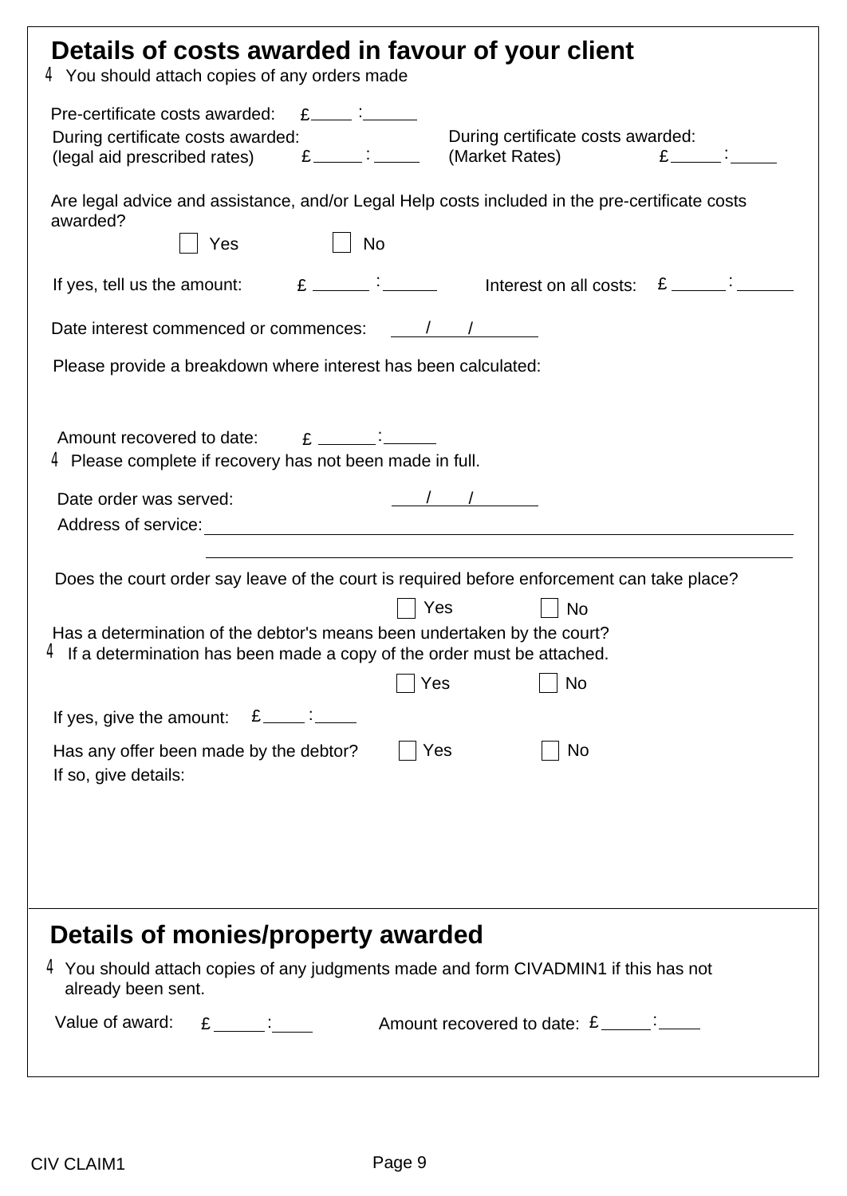## Details of costs awarded in favour of your client

4 You should attach copies of any orders made

Pre-certificate costs awarded: £____ : ______

During certificate costs awarded: (legal aid prescribed rates) £_____ : _____

During certificate costs awarded: (Market Rates) £_____ : _____

Are legal advice and assistance, and/or Legal Help costs included in the pre-certificate costs awarded?

☐ Yes ☐ No

If yes, tell us the amount: £ ______ : ______

Interest on all costs: £ ______ : ______

Date interest commenced or commences: ____/____/______

Please provide a breakdown where interest has been calculated:

Amount recovered to date: £ ______ : ______

4 Please complete if recovery has not been made in full.

Date order was served: ____/____/______

Address of service: ____________________________________________

____________________________________________

Does the court order say leave of the court is required before enforcement can take place?

☐ Yes ☐ No

Has a determination of the debtor's means been undertaken by the court?

4 If a determination has been made a copy of the order must be attached.

☐ Yes ☐ No

If yes, give the amount: £_____ : _____

Has any offer been made by the debtor? ☐ Yes ☐ No

If so, give details:

## Details of monies/property awarded

4 You should attach copies of any judgments made and form CIVADMIN1 if this has not already been sent.

Value of award: £ _____ : _____

Amount recovered to date: £ _____ : _____

CIV CLAIM1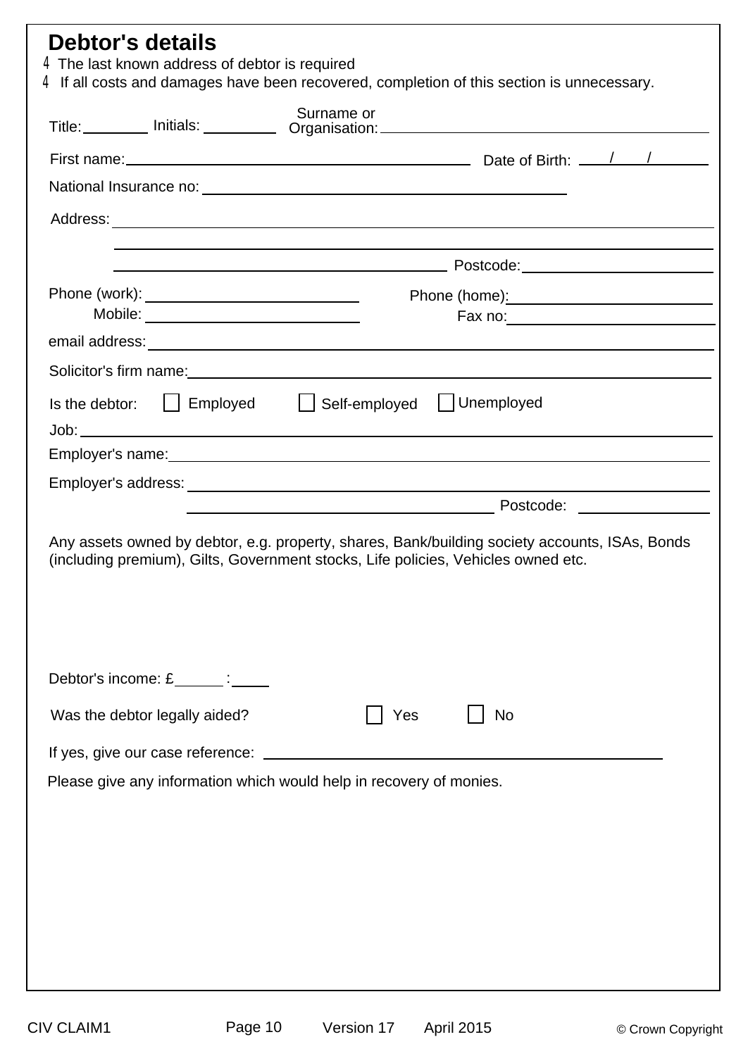## Debtor's details

- The last known address of debtor is required
- If all costs and damages have been recovered, completion of this section is unnecessary.

Title: ________ Initials: ________ Surname or Organisation: ________________________________

First name: ________________________________ Date of Birth: ____/____/________

National Insurance no: ________________________________

Address: ________________________________

________________________________

________________________________ Postcode: ________________

Phone (work): ________________ Phone (home): ________________

Mobile: ________________ Fax no: ________________

email address: ________________________________

Solicitor's firm name: ________________________________

Is the debtor: ☐ Employed ☐ Self-employed ☐ Unemployed

Job: ________________________________

Employer's name: ________________________________

Employer's address: ________________________________

________________________________ Postcode: ________________

Any assets owned by debtor, e.g. property, shares, Bank/building society accounts, ISAs, Bonds (including premium), Gilts, Government stocks, Life policies, Vehicles owned etc.

Debtor's income: £______ : ____

Was the debtor legally aided? ☐ Yes ☐ No

If yes, give our case reference: ________________________________

Please give any information which would help in recovery of monies.

CIV CLAIM1 Version 17 April 2015 © Crown Copyright